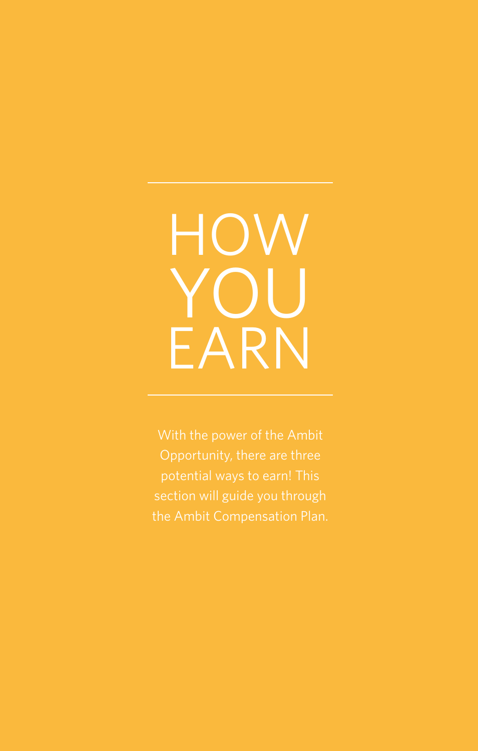# HOW YOU EARN

With the power of the Ambit Opportunity, there are three potential ways to earn! This section will guide you through the Ambit Compensation Plan.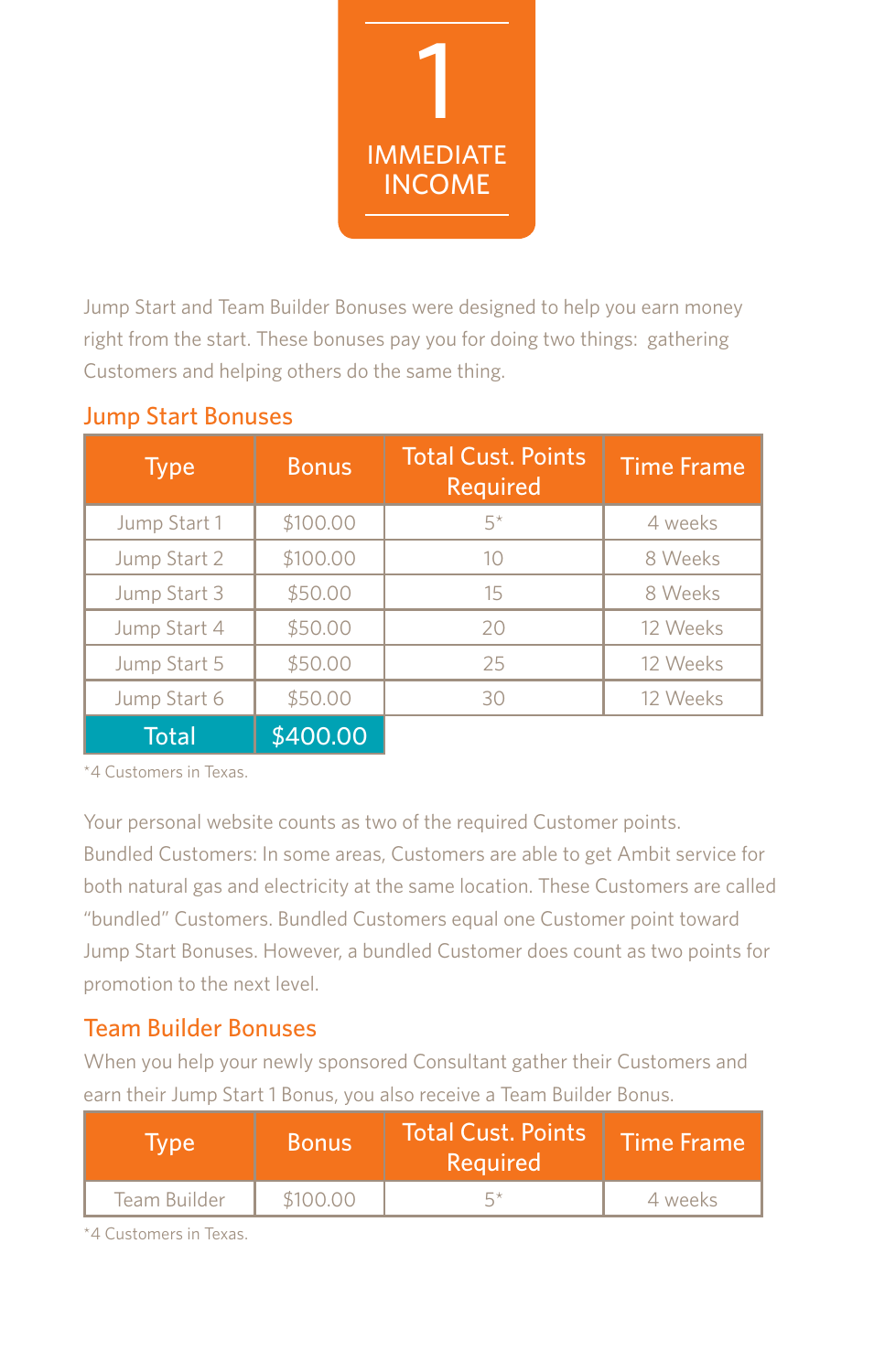# 1 IMMEDIATE INCOME

Jump Start and Team Builder Bonuses were designed to help you earn money right from the start. These bonuses pay you for doing two things: gathering Customers and helping others do the same thing.

## Jump Start Bonuses

| Type | Bonus | Total Cust. Points Required | Time Frame |
|---|---|---|---|
| Jump Start 1 | $100.00 | 5* | 4 weeks |
| Jump Start 2 | $100.00 | 10 | 8 Weeks |
| Jump Start 3 | $50.00 | 15 | 8 Weeks |
| Jump Start 4 | $50.00 | 20 | 12 Weeks |
| Jump Start 5 | $50.00 | 25 | 12 Weeks |
| Jump Start 6 | $50.00 | 30 | 12 Weeks |
| Total | $400.00 | | |

*4 Customers in Texas.

Your personal website counts as two of the required Customer points.

Bundled Customers: In some areas, Customers are able to get Ambit service for both natural gas and electricity at the same location. These Customers are called "bundled" Customers. Bundled Customers equal one Customer point toward Jump Start Bonuses. However, a bundled Customer does count as two points for promotion to the next level.

## Team Builder Bonuses

When you help your newly sponsored Consultant gather their Customers and earn their Jump Start 1 Bonus, you also receive a Team Builder Bonus.

| Type | Bonus | Total Cust. Points Required | Time Frame |
|---|---|---|---|
| Team Builder | $100.00 | 5* | 4 weeks |

*4 Customers in Texas.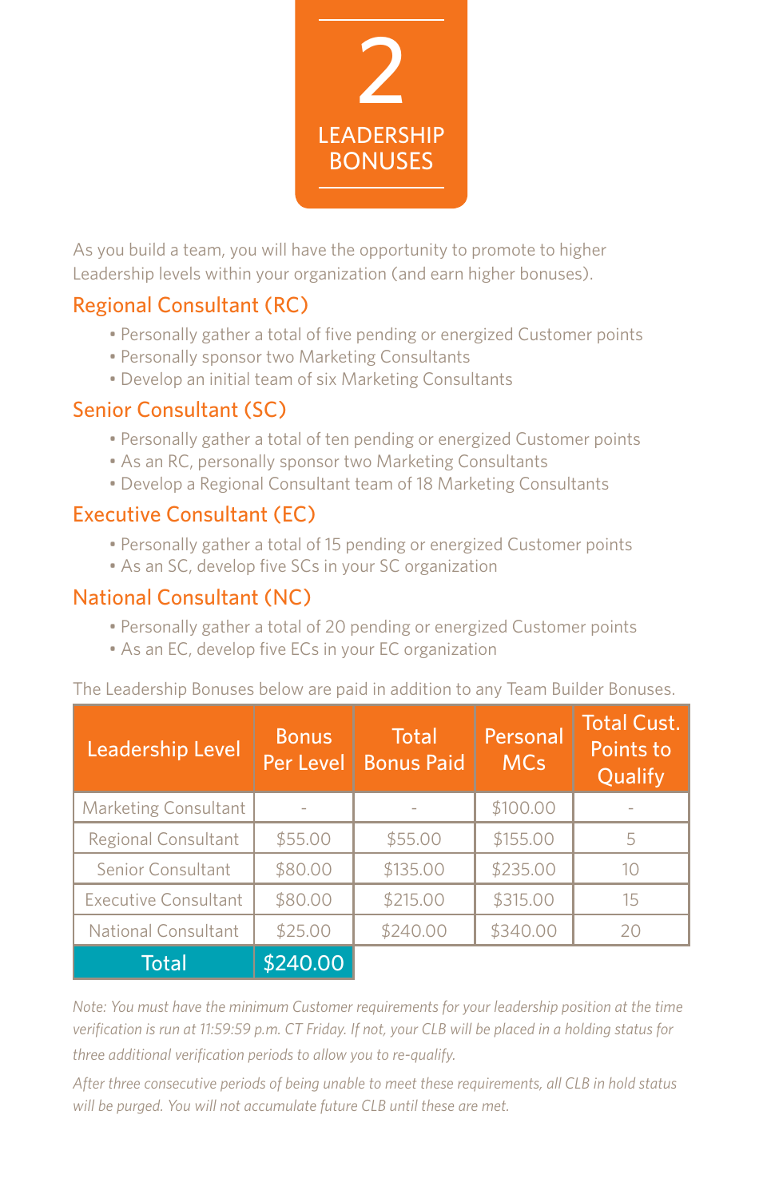# 2 LEADERSHIP BONUSES

As you build a team, you will have the opportunity to promote to higher Leadership levels within your organization (and earn higher bonuses).

## Regional Consultant (RC)

- Personally gather a total of five pending or energized Customer points
- Personally sponsor two Marketing Consultants
- Develop an initial team of six Marketing Consultants

## Senior Consultant (SC)

- Personally gather a total of ten pending or energized Customer points
- As an RC, personally sponsor two Marketing Consultants
- Develop a Regional Consultant team of 18 Marketing Consultants

## Executive Consultant (EC)

- Personally gather a total of 15 pending or energized Customer points
- As an SC, develop five SCs in your SC organization

## National Consultant (NC)

- Personally gather a total of 20 pending or energized Customer points
- As an EC, develop five ECs in your EC organization

The Leadership Bonuses below are paid in addition to any Team Builder Bonuses.

| Leadership Level | Bonus Per Level | Total Bonus Paid | Personal MCs | Total Cust. Points to Qualify |
|---|---|---|---|---|
| Marketing Consultant | - | - | $100.00 | - |
| Regional Consultant | $55.00 | $55.00 | $155.00 | 5 |
| Senior Consultant | $80.00 | $135.00 | $235.00 | 10 |
| Executive Consultant | $80.00 | $215.00 | $315.00 | 15 |
| National Consultant | $25.00 | $240.00 | $340.00 | 20 |
| **Total** | **$240.00** | | | |

*Note: You must have the minimum Customer requirements for your leadership position at the time verification is run at 11:59:59 p.m. CT Friday. If not, your CLB will be placed in a holding status for three additional verification periods to allow you to re-qualify.*

*After three consecutive periods of being unable to meet these requirements, all CLB in hold status will be purged. You will not accumulate future CLB until these are met.*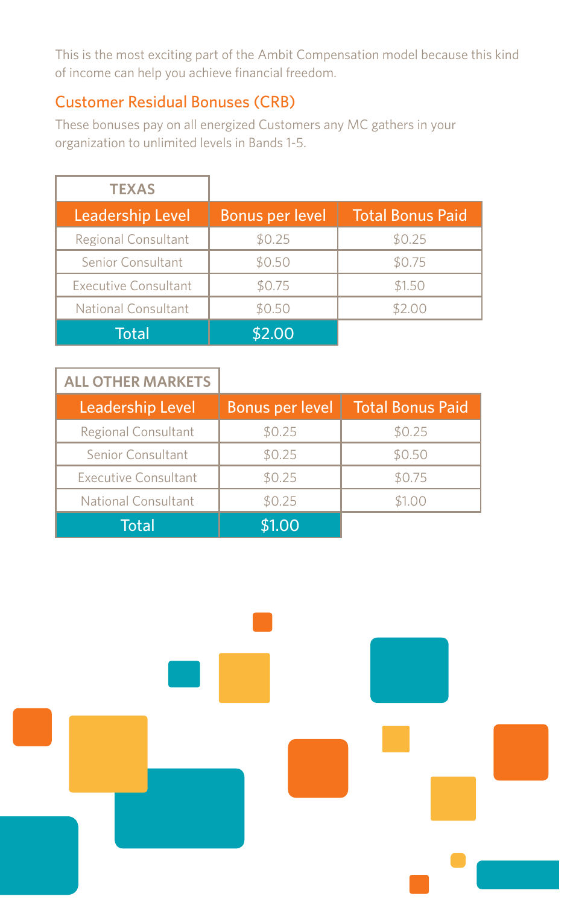This is the most exciting part of the Ambit Compensation model because this kind of income can help you achieve financial freedom.

## Customer Residual Bonuses (CRB)

These bonuses pay on all energized Customers any MC gathers in your organization to unlimited levels in Bands 1-5.

| TEXAS | | |
|---|---|---|
| **Leadership Level** | **Bonus per level** | **Total Bonus Paid** |
| Regional Consultant | $0.25 | $0.25 |
| Senior Consultant | $0.50 | $0.75 |
| Executive Consultant | $0.75 | $1.50 |
| National Consultant | $0.50 | $2.00 |
| **Total** | **$2.00** | |

| ALL OTHER MARKETS | | |
|---|---|---|
| **Leadership Level** | **Bonus per level** | **Total Bonus Paid** |
| Regional Consultant | $0.25 | $0.25 |
| Senior Consultant | $0.25 | $0.50 |
| Executive Consultant | $0.25 | $0.75 |
| National Consultant | $0.25 | $1.00 |
| **Total** | **$1.00** | |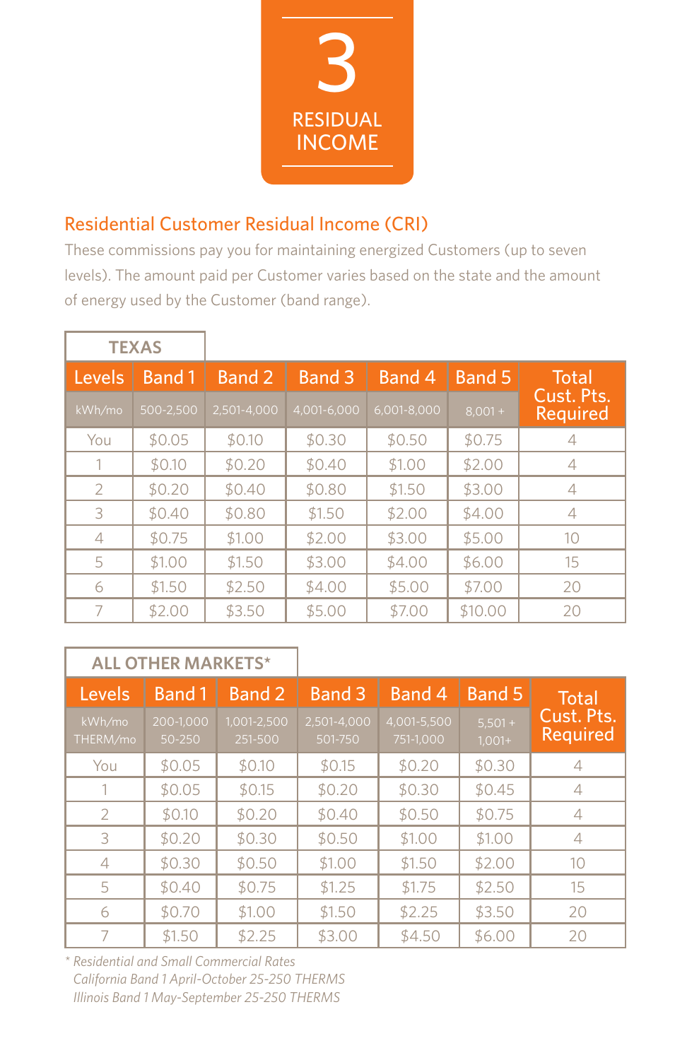# 3 RESIDUAL INCOME

## Residential Customer Residual Income (CRI)

These commissions pay you for maintaining energized Customers (up to seven levels). The amount paid per Customer varies based on the state and the amount of energy used by the Customer (band range).

**TEXAS**

| Levels | Band 1 | Band 2 | Band 3 | Band 4 | Band 5 | Total Cust. Pts. Required |
|---|---|---|---|---|---|---|
| kWh/mo | 500-2,500 | 2,501-4,000 | 4,001-6,000 | 6,001-8,000 | 8,001 + | |
| You | $0.05 | $0.10 | $0.30 | $0.50 | $0.75 | 4 |
| 1 | $0.10 | $0.20 | $0.40 | $1.00 | $2.00 | 4 |
| 2 | $0.20 | $0.40 | $0.80 | $1.50 | $3.00 | 4 |
| 3 | $0.40 | $0.80 | $1.50 | $2.00 | $4.00 | 4 |
| 4 | $0.75 | $1.00 | $2.00 | $3.00 | $5.00 | 10 |
| 5 | $1.00 | $1.50 | $3.00 | $4.00 | $6.00 | 15 |
| 6 | $1.50 | $2.50 | $4.00 | $5.00 | $7.00 | 20 |
| 7 | $2.00 | $3.50 | $5.00 | $7.00 | $10.00 | 20 |

**ALL OTHER MARKETS***

| Levels | Band 1 | Band 2 | Band 3 | Band 4 | Band 5 | Total Cust. Pts. Required |
|---|---|---|---|---|---|---|
| kWh/mo THERM/mo | 200-1,000 50-250 | 1,001-2,500 251-500 | 2,501-4,000 501-750 | 4,001-5,500 751-1,000 | 5,501 + 1,001+ | |
| You | $0.05 | $0.10 | $0.15 | $0.20 | $0.30 | 4 |
| 1 | $0.05 | $0.15 | $0.20 | $0.30 | $0.45 | 4 |
| 2 | $0.10 | $0.20 | $0.40 | $0.50 | $0.75 | 4 |
| 3 | $0.20 | $0.30 | $0.50 | $1.00 | $1.00 | 4 |
| 4 | $0.30 | $0.50 | $1.00 | $1.50 | $2.00 | 10 |
| 5 | $0.40 | $0.75 | $1.25 | $1.75 | $2.50 | 15 |
| 6 | $0.70 | $1.00 | $1.50 | $2.25 | $3.50 | 20 |
| 7 | $1.50 | $2.25 | $3.00 | $4.50 | $6.00 | 20 |

*\* Residential and Small Commercial Rates*
*California Band 1 April-October 25-250 THERMS*
*Illinois Band 1 May-September 25-250 THERMS*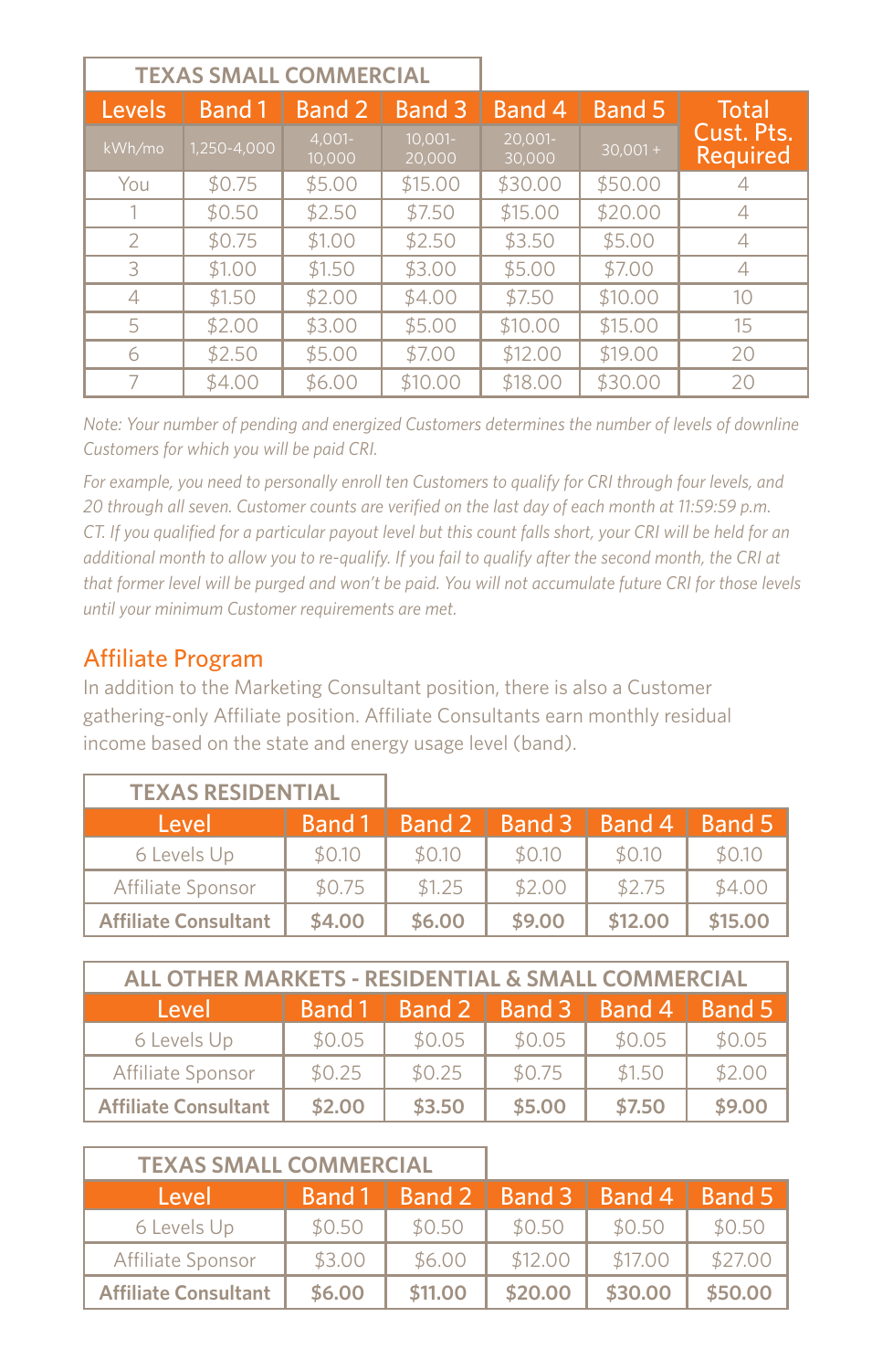| TEXAS SMALL COMMERCIAL | | | | | | |
|---|---|---|---|---|---|---|
| Levels | Band 1 | Band 2 | Band 3 | Band 4 | Band 5 | Total Cust. Pts. Required |
| kWh/mo | 1,250-4,000 | 4,001-10,000 | 10,001-20,000 | 20,001-30,000 | 30,001 + | |
| You | $0.75 | $5.00 | $15.00 | $30.00 | $50.00 | 4 |
| 1 | $0.50 | $2.50 | $7.50 | $15.00 | $20.00 | 4 |
| 2 | $0.75 | $1.00 | $2.50 | $3.50 | $5.00 | 4 |
| 3 | $1.00 | $1.50 | $3.00 | $5.00 | $7.00 | 4 |
| 4 | $1.50 | $2.00 | $4.00 | $7.50 | $10.00 | 10 |
| 5 | $2.00 | $3.00 | $5.00 | $10.00 | $15.00 | 15 |
| 6 | $2.50 | $5.00 | $7.00 | $12.00 | $19.00 | 20 |
| 7 | $4.00 | $6.00 | $10.00 | $18.00 | $30.00 | 20 |

*Note: Your number of pending and energized Customers determines the number of levels of downline Customers for which you will be paid CRI.*

*For example, you need to personally enroll ten Customers to qualify for CRI through four levels, and 20 through all seven. Customer counts are verified on the last day of each month at 11:59:59 p.m. CT. If you qualified for a particular payout level but this count falls short, your CRI will be held for an additional month to allow you to re-qualify. If you fail to qualify after the second month, the CRI at that former level will be purged and won't be paid. You will not accumulate future CRI for those levels until your minimum Customer requirements are met.*

## Affiliate Program

In addition to the Marketing Consultant position, there is also a Customer gathering-only Affiliate position. Affiliate Consultants earn monthly residual income based on the state and energy usage level (band).

| TEXAS RESIDENTIAL | | | | | |
|---|---|---|---|---|---|
| Level | Band 1 | Band 2 | Band 3 | Band 4 | Band 5 |
| 6 Levels Up | $0.10 | $0.10 | $0.10 | $0.10 | $0.10 |
| Affiliate Sponsor | $0.75 | $1.25 | $2.00 | $2.75 | $4.00 |
| **Affiliate Consultant** | **$4.00** | **$6.00** | **$9.00** | **$12.00** | **$15.00** |

| ALL OTHER MARKETS - RESIDENTIAL & SMALL COMMERCIAL | | | | | |
|---|---|---|---|---|---|
| Level | Band 1 | Band 2 | Band 3 | Band 4 | Band 5 |
| 6 Levels Up | $0.05 | $0.05 | $0.05 | $0.05 | $0.05 |
| Affiliate Sponsor | $0.25 | $0.25 | $0.75 | $1.50 | $2.00 |
| **Affiliate Consultant** | **$2.00** | **$3.50** | **$5.00** | **$7.50** | **$9.00** |

| TEXAS SMALL COMMERCIAL | | | | | |
|---|---|---|---|---|---|
| Level | Band 1 | Band 2 | Band 3 | Band 4 | Band 5 |
| 6 Levels Up | $0.50 | $0.50 | $0.50 | $0.50 | $0.50 |
| Affiliate Sponsor | $3.00 | $6.00 | $12.00 | $17.00 | $27.00 |
| **Affiliate Consultant** | **$6.00** | **$11.00** | **$20.00** | **$30.00** | **$50.00** |